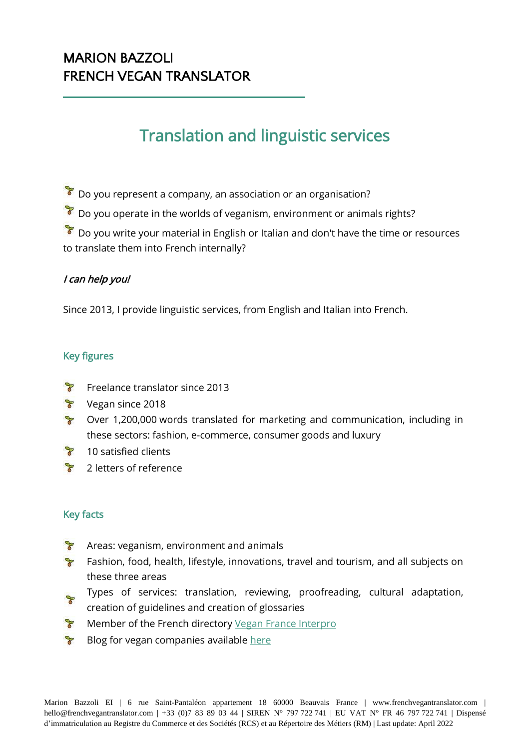# MARION BAZZOLI
# FRENCH VEGAN TRANSLATOR

## Translation and linguistic services

- Do you represent a company, an association or an organisation?
- Do you operate in the worlds of veganism, environment or animals rights?
- Do you write your material in English or Italian and don't have the time or resources to translate them into French internally?

*I can help you!*

Since 2013, I provide linguistic services, from English and Italian into French.

### Key figures

- Freelance translator since 2013
- Vegan since 2018
- Over 1,200,000 words translated for marketing and communication, including in these sectors: fashion, e-commerce, consumer goods and luxury
- 10 satisfied clients
- 2 letters of reference

### Key facts

- Areas: veganism, environment and animals
- Fashion, food, health, lifestyle, innovations, travel and tourism, and all subjects on these three areas
- Types of services: translation, reviewing, proofreading, cultural adaptation, creation of guidelines and creation of glossaries
- Member of the French directory Vegan France Interpro
- Blog for vegan companies available here

Marion Bazzoli EI | 6 rue Saint-Pantaléon appartement 18 60000 Beauvais France | www.frenchvegantranslator.com | hello@frenchvegantranslator.com | +33 (0)7 83 89 03 44 | SIREN N° 797 722 741 | EU VAT N° FR 46 797 722 741 | Dispensé d'immatriculation au Registre du Commerce et des Sociétés (RCS) et au Répertoire des Métiers (RM) | Last update: April 2022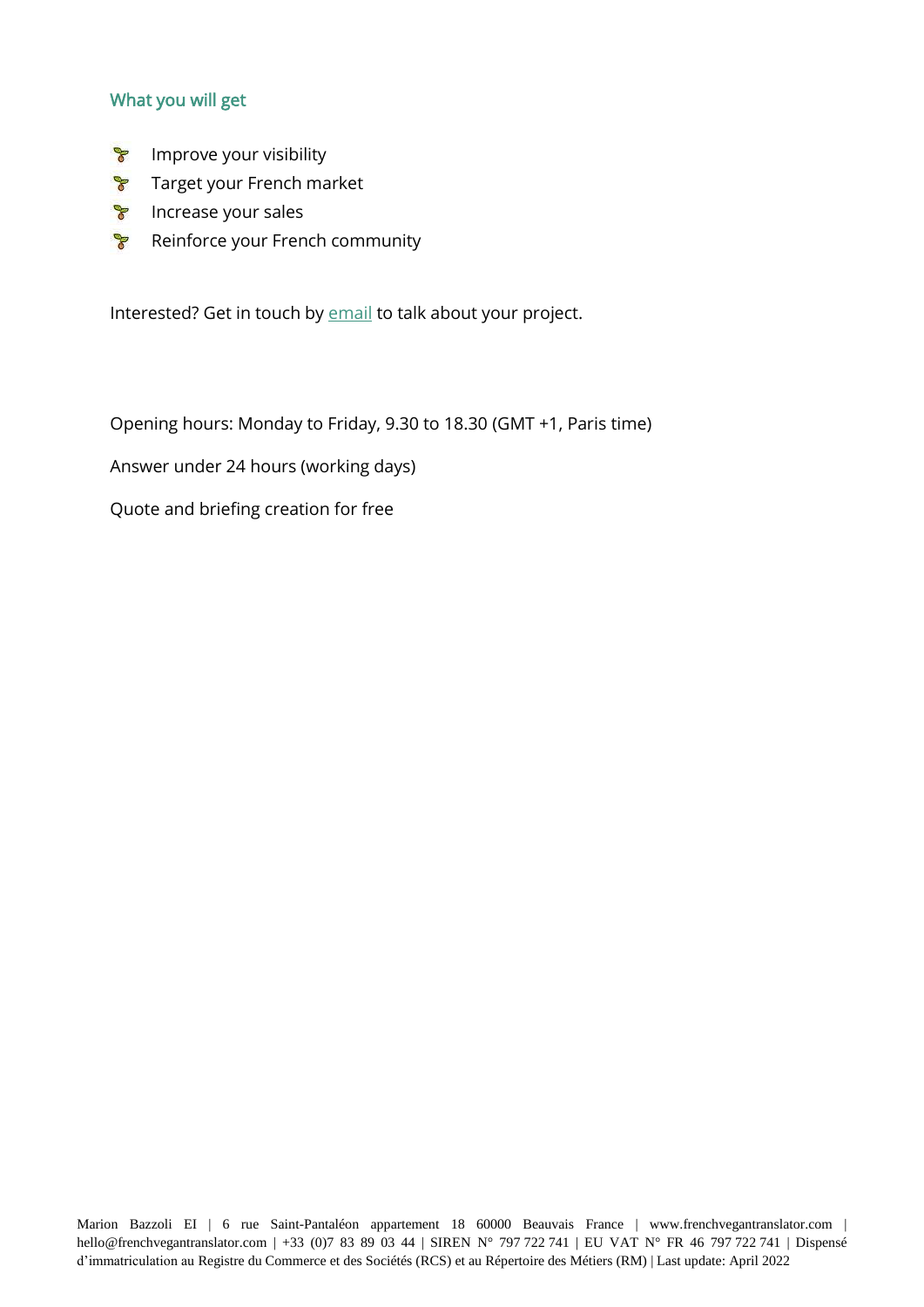## What you will get

- Improve your visibility
- Target your French market
- Increase your sales
- Reinforce your French community

Interested? Get in touch by email to talk about your project.

Opening hours: Monday to Friday, 9.30 to 18.30 (GMT +1, Paris time)

Answer under 24 hours (working days)

Quote and briefing creation for free